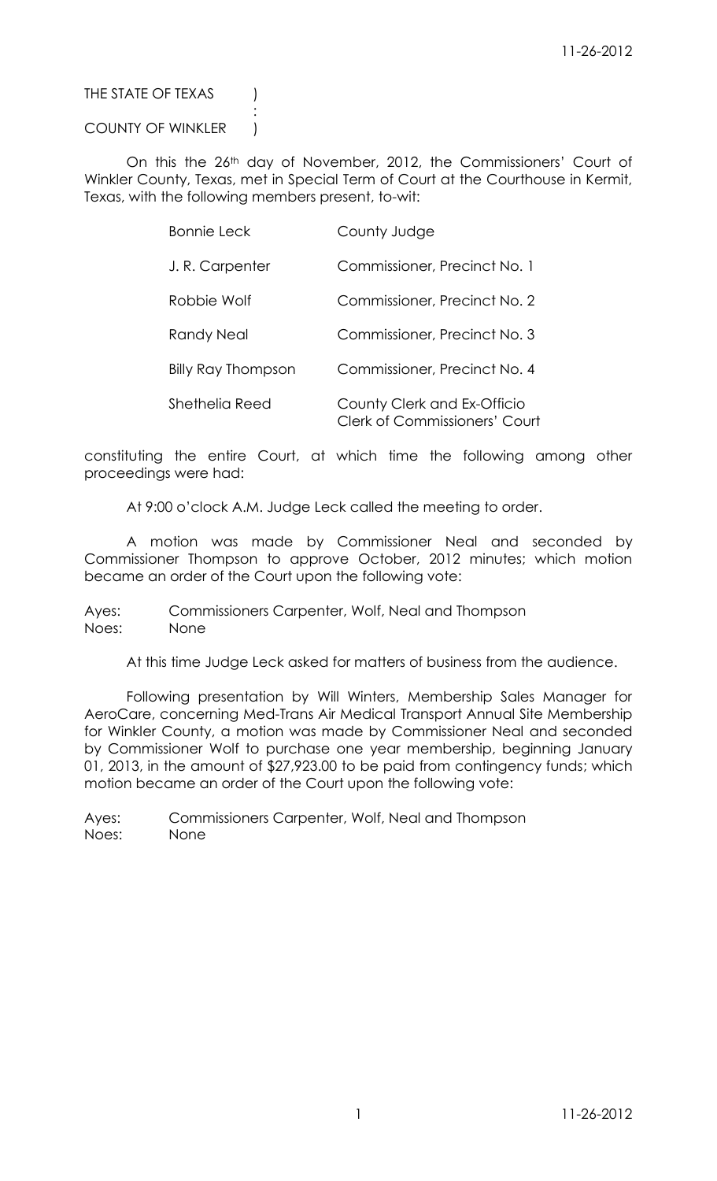THE STATE OF TEXAS )
:
COUNTY OF WINKLER )

On this the 26th day of November, 2012, the Commissioners' Court of Winkler County, Texas, met in Special Term of Court at the Courthouse in Kermit, Texas, with the following members present, to-wit:

| | |
|---|---|
| Bonnie Leck | County Judge |
| J. R. Carpenter | Commissioner, Precinct No. 1 |
| Robbie Wolf | Commissioner, Precinct No. 2 |
| Randy Neal | Commissioner, Precinct No. 3 |
| Billy Ray Thompson | Commissioner, Precinct No. 4 |
| Shethelia Reed | County Clerk and Ex-Officio Clerk of Commissioners' Court |

constituting the entire Court, at which time the following among other proceedings were had:

At 9:00 o'clock A.M. Judge Leck called the meeting to order.

A motion was made by Commissioner Neal and seconded by Commissioner Thompson to approve October, 2012 minutes; which motion became an order of the Court upon the following vote:

Ayes: Commissioners Carpenter, Wolf, Neal and Thompson
Noes: None

At this time Judge Leck asked for matters of business from the audience.

Following presentation by Will Winters, Membership Sales Manager for AeroCare, concerning Med-Trans Air Medical Transport Annual Site Membership for Winkler County, a motion was made by Commissioner Neal and seconded by Commissioner Wolf to purchase one year membership, beginning January 01, 2013, in the amount of $27,923.00 to be paid from contingency funds; which motion became an order of the Court upon the following vote:

Ayes: Commissioners Carpenter, Wolf, Neal and Thompson
Noes: None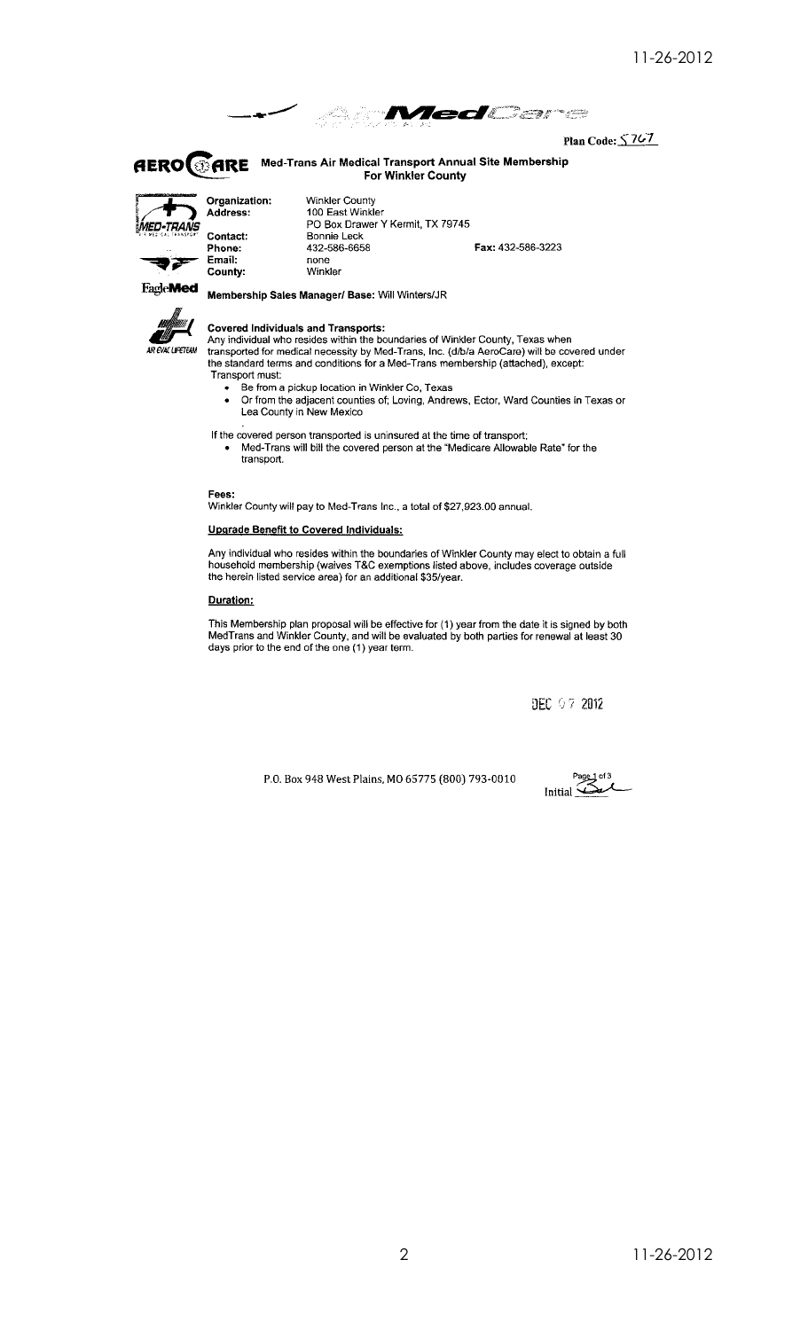AirMedCare

Plan Code: 5767

# Med-Trans Air Medical Transport Annual Site Membership For Winkler County

AEROCARE

MED-TRANS

EagleMed

AIR EVAC LIFETEAM

**Organization:** Winkler County
**Address:** 100 East Winkler
PO Box Drawer Y Kermit, TX 79745
**Contact:** Bonnie Leck
**Phone:** 432-586-6658 **Fax:** 432-586-3223
**Email:** none
**County:** Winkler

**Membership Sales Manager/ Base:** Will Winters/JR

**Covered Individuals and Transports:**
Any individual who resides within the boundaries of Winkler County, Texas when transported for medical necessity by Med-Trans, Inc. (d/b/a AeroCare) will be covered under the standard terms and conditions for a Med-Trans membership (attached), except:
Transport must:

- Be from a pickup location in Winkler Co, Texas
- Or from the adjacent counties of; Loving, Andrews, Ector, Ward Counties in Texas or Lea County in New Mexico

If the covered person transported is uninsured at the time of transport;

- Med-Trans will bill the covered person at the "Medicare Allowable Rate" for the transport.

**Fees:**
Winkler County will pay to Med-Trans Inc., a total of $27,923.00 annual.

**Upgrade Benefit to Covered Individuals:**

Any individual who resides within the boundaries of Winkler County may elect to obtain a full household membership (waives T&C exemptions listed above, includes coverage outside the herein listed service area) for an additional $35/year.

**Duration:**

This Membership plan proposal will be effective for (1) year from the date it is signed by both MedTrans and Winkler County, and will be evaluated by both parties for renewal at least 30 days prior to the end of the one (1) year term.

DEC 07 2012

P.O. Box 948 West Plains, MO 65775 (800) 793-0010

Initial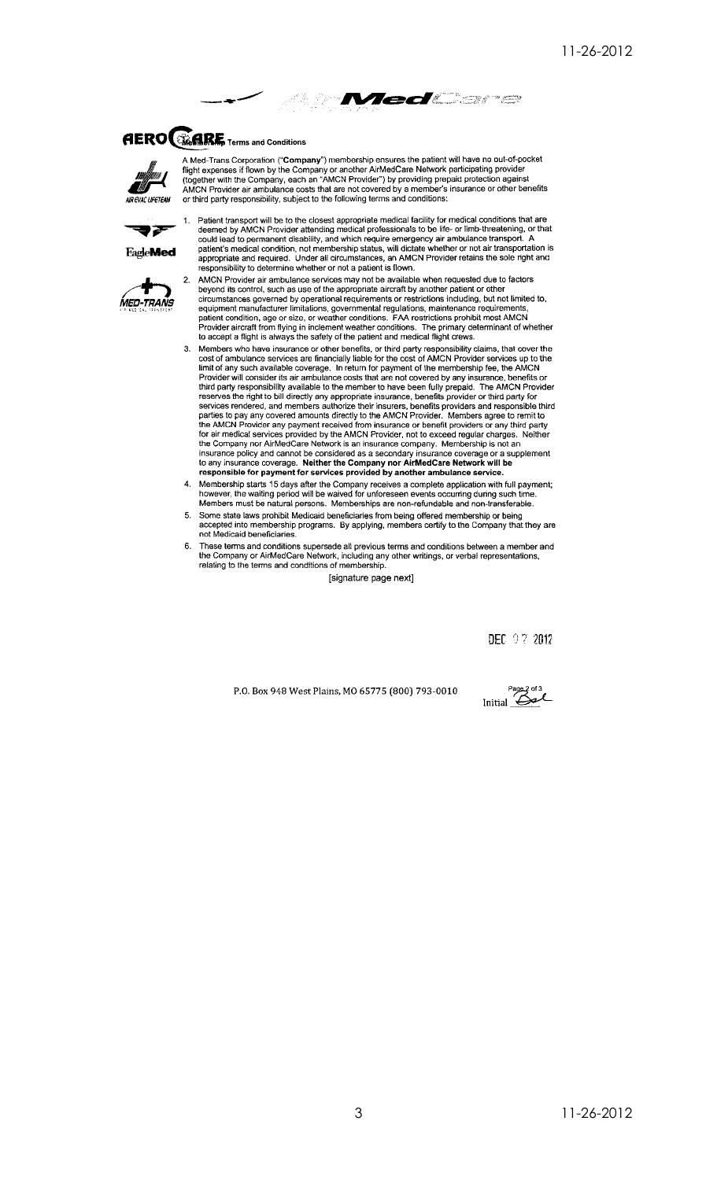# AERO CARE Membership Terms and Conditions

A Med-Trans Corporation ("**Company**") membership ensures the patient will have no out-of-pocket flight expenses if flown by the Company or another AirMedCare Network participating provider (together with the Company, each an "AMCN Provider") by providing prepaid protection against AMCN Provider air ambulance costs that are not covered by a member's insurance or other benefits or third party responsibility, subject to the following terms and conditions:

1. Patient transport will be to the closest appropriate medical facility for medical conditions that are deemed by AMCN Provider attending medical professionals to be life- or limb-threatening, or that could lead to permanent disability, and which require emergency air ambulance transport. A patient's medical condition, not membership status, will dictate whether or not air transportation is appropriate and required. Under all circumstances, an AMCN Provider retains the sole right and responsibility to determine whether or not a patient is flown.
2. AMCN Provider air ambulance services may not be available when requested due to factors beyond its control, such as use of the appropriate aircraft by another patient or other circumstances governed by operational requirements or restrictions including, but not limited to, equipment manufacturer limitations, governmental regulations, maintenance requirements, patient condition, age or size, or weather conditions. FAA restrictions prohibit most AMCN Provider aircraft from flying in inclement weather conditions. The primary determinant of whether to accept a flight is always the safety of the patient and medical flight crews.
3. Members who have insurance or other benefits, or third party responsibility claims, that cover the cost of ambulance services are financially liable for the cost of AMCN Provider services up to the limit of any such available coverage. In return for payment of the membership fee, the AMCN Provider will consider its air ambulance costs that are not covered by any insurance, benefits or third party responsibility available to the member to have been fully prepaid. The AMCN Provider reserves the right to bill directly any appropriate insurance, benefits provider or third party for services rendered, and members authorize their insurers, benefits providers and responsible third parties to pay any covered amounts directly to the AMCN Provider. Members agree to remit to the AMCN Provider any payment received from insurance or benefit providers or any third party for air medical services provided by the AMCN Provider, not to exceed regular charges. Neither the Company nor AirMedCare Network is an insurance company. Membership is not an insurance policy and cannot be considered as a secondary insurance coverage or a supplement to any insurance coverage. **Neither the Company nor AirMedCare Network will be responsible for payment for services provided by another ambulance service.**
4. Membership starts 15 days after the Company receives a complete application with full payment; however, the waiting period will be waived for unforeseen events occurring during such time. Members must be natural persons. Memberships are non-refundable and non-transferable.
5. Some state laws prohibit Medicaid beneficiaries from being offered membership or being accepted into membership programs. By applying, members certify to the Company that they are not Medicaid beneficiaries.
6. These terms and conditions supersede all previous terms and conditions between a member and the Company or AirMedCare Network, including any other writings, or verbal representations, relating to the terms and conditions of membership.

[signature page next]

DEC 07 2012

P.O. Box 948 West Plains, MO 65775 (800) 793-0010

Initial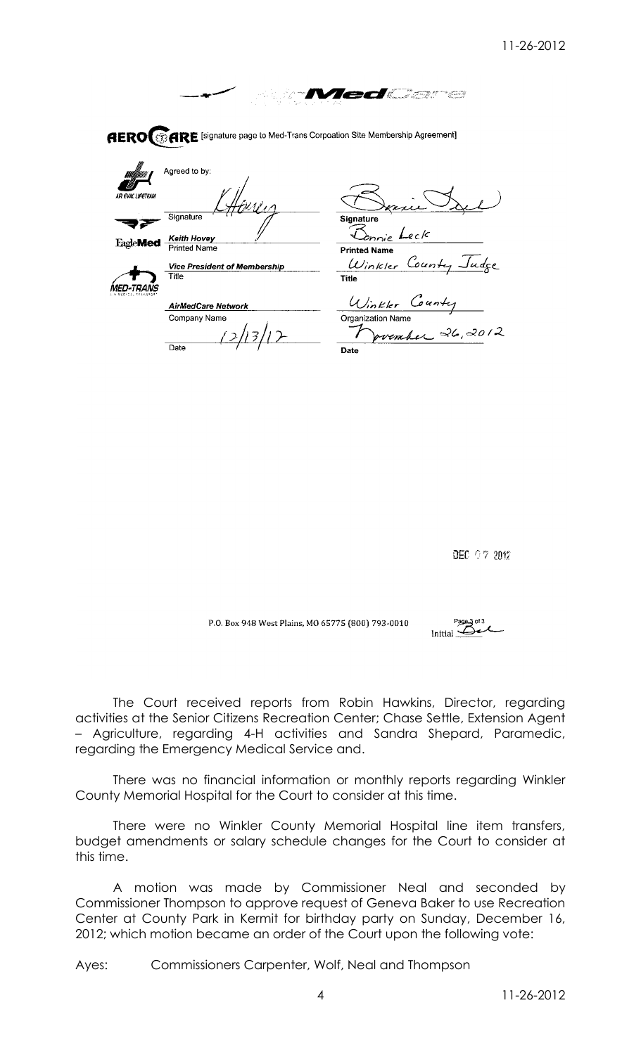AirMedCare

AEROCARE [signature page to Med-Trans Corpoation Site Membership Agreement]

AIR EVAC LIFETEAM

EagleMed

MED-TRANS

Agreed to by:

| | |
|---|---|
| Signature | Signature |
| Keith Hovey | Bonnie Leck |
| Printed Name | Printed Name |
| Vice President of Membership | Winkler County Judge |
| Title | Title |
| AirMedCare Network | Winkler County |
| Company Name | Organization Name |
| 12/13/12 | November 26, 2012 |
| Date | Date |

DEC 07 2012

P.O. Box 948 West Plains, MO 65775 (800) 793-0010

Page 3 of 3
Initial

The Court received reports from Robin Hawkins, Director, regarding activities at the Senior Citizens Recreation Center; Chase Settle, Extension Agent – Agriculture, regarding 4-H activities and Sandra Shepard, Paramedic, regarding the Emergency Medical Service and.

There was no financial information or monthly reports regarding Winkler County Memorial Hospital for the Court to consider at this time.

There were no Winkler County Memorial Hospital line item transfers, budget amendments or salary schedule changes for the Court to consider at this time.

A motion was made by Commissioner Neal and seconded by Commissioner Thompson to approve request of Geneva Baker to use Recreation Center at County Park in Kermit for birthday party on Sunday, December 16, 2012; which motion became an order of the Court upon the following vote:

Ayes: Commissioners Carpenter, Wolf, Neal and Thompson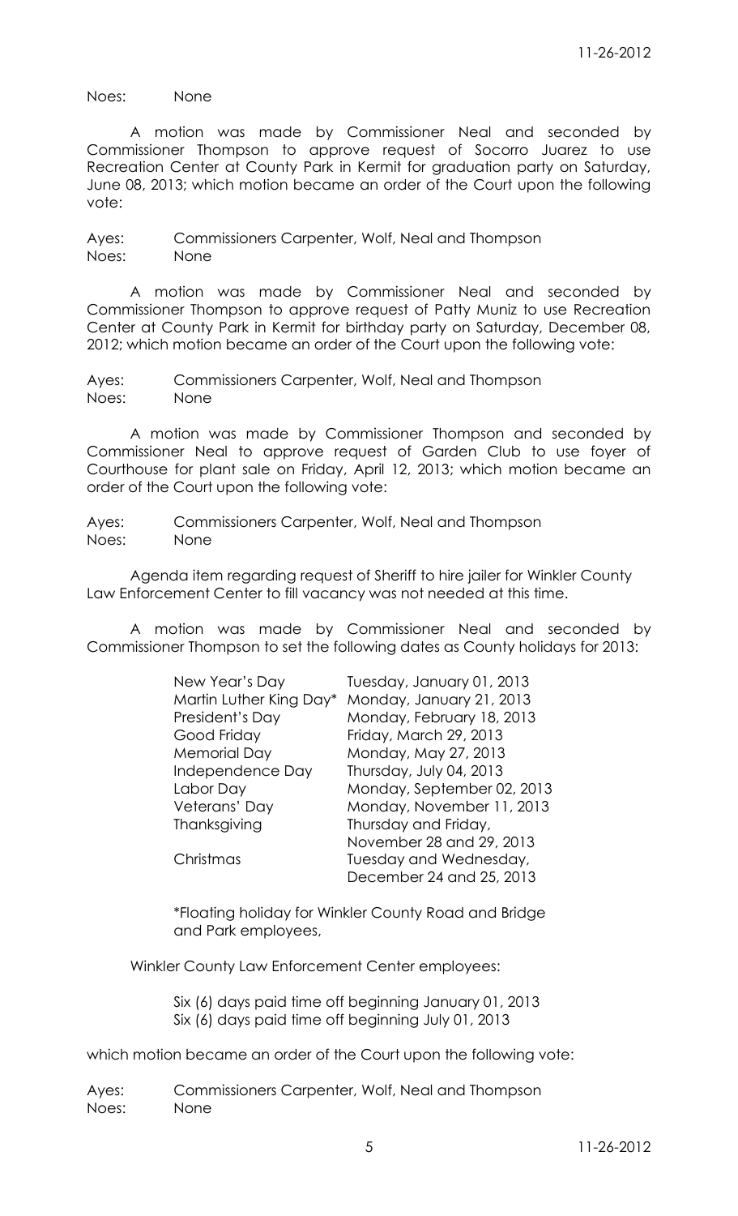Noes: None

A motion was made by Commissioner Neal and seconded by Commissioner Thompson to approve request of Socorro Juarez to use Recreation Center at County Park in Kermit for graduation party on Saturday, June 08, 2013; which motion became an order of the Court upon the following vote:

Ayes: Commissioners Carpenter, Wolf, Neal and Thompson
Noes: None

A motion was made by Commissioner Neal and seconded by Commissioner Thompson to approve request of Patty Muniz to use Recreation Center at County Park in Kermit for birthday party on Saturday, December 08, 2012; which motion became an order of the Court upon the following vote:

Ayes: Commissioners Carpenter, Wolf, Neal and Thompson
Noes: None

A motion was made by Commissioner Thompson and seconded by Commissioner Neal to approve request of Garden Club to use foyer of Courthouse for plant sale on Friday, April 12, 2013; which motion became an order of the Court upon the following vote:

Ayes: Commissioners Carpenter, Wolf, Neal and Thompson
Noes: None

Agenda item regarding request of Sheriff to hire jailer for Winkler County Law Enforcement Center to fill vacancy was not needed at this time.

A motion was made by Commissioner Neal and seconded by Commissioner Thompson to set the following dates as County holidays for 2013:

| Holiday | Date |
|---|---|
| New Year's Day | Tuesday, January 01, 2013 |
| Martin Luther King Day* | Monday, January 21, 2013 |
| President's Day | Monday, February 18, 2013 |
| Good Friday | Friday, March 29, 2013 |
| Memorial Day | Monday, May 27, 2013 |
| Independence Day | Thursday, July 04, 2013 |
| Labor Day | Monday, September 02, 2013 |
| Veterans' Day | Monday, November 11, 2013 |
| Thanksgiving | Thursday and Friday, November 28 and 29, 2013 |
| Christmas | Tuesday and Wednesday, December 24 and 25, 2013 |

*Floating holiday for Winkler County Road and Bridge and Park employees,

Winkler County Law Enforcement Center employees:

Six (6) days paid time off beginning January 01, 2013
Six (6) days paid time off beginning July 01, 2013

which motion became an order of the Court upon the following vote:

Ayes: Commissioners Carpenter, Wolf, Neal and Thompson
Noes: None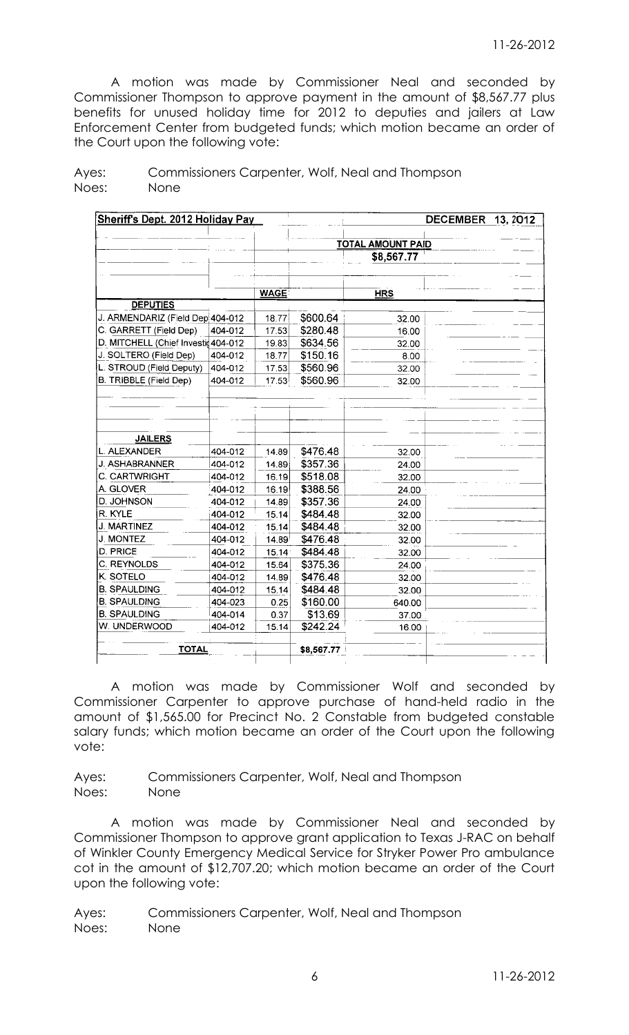A motion was made by Commissioner Neal and seconded by Commissioner Thompson to approve payment in the amount of $8,567.77 plus benefits for unused holiday time for 2012 to deputies and jailers at Law Enforcement Center from budgeted funds; which motion became an order of the Court upon the following vote:

Ayes: Commissioners Carpenter, Wolf, Neal and Thompson
Noes: None

| Sheriff's Dept. 2012 Holiday Pay | | | | DECEMBER 13, 2012 |
|---|---|---|---|---|
| | | | | TOTAL AMOUNT PAID |
| | | | | $8,567.77 |
| | | WAGE | | HRS |
| **DEPUTIES** | | | | |
| J. ARMENDARIZ (Field Dep | 404-012 | 18.77 | $600.64 | 32.00 |
| C. GARRETT (Field Dep) | 404-012 | 17.53 | $280.48 | 16.00 |
| D. MITCHELL (Chief Investig | 404-012 | 19.83 | $634.56 | 32.00 |
| J. SOLTERO (Field Dep) | 404-012 | 18.77 | $150.16 | 8.00 |
| L. STROUD (Field Deputy) | 404-012 | 17.53 | $560.96 | 32.00 |
| B. TRIBBLE (Field Dep) | 404-012 | 17.53 | $560.96 | 32.00 |
| **JAILERS** | | | | |
| L. ALEXANDER | 404-012 | 14.89 | $476.48 | 32.00 |
| J. ASHABRANNER | 404-012 | 14.89 | $357.36 | 24.00 |
| C. CARTWRIGHT | 404-012 | 16.19 | $518.08 | 32.00 |
| A. GLOVER | 404-012 | 16.19 | $388.56 | 24.00 |
| D. JOHNSON | 404-012 | 14.89 | $357.36 | 24.00 |
| R. KYLE | 404-012 | 15.14 | $484.48 | 32.00 |
| J. MARTINEZ | 404-012 | 15.14 | $484.48 | 32.00 |
| J. MONTEZ | 404-012 | 14.89 | $476.48 | 32.00 |
| D. PRICE | 404-012 | 15.14 | $484.48 | 32.00 |
| C. REYNOLDS | 404-012 | 15.64 | $375.36 | 24.00 |
| K. SOTELO | 404-012 | 14.89 | $476.48 | 32.00 |
| B. SPAULDING | 404-012 | 15.14 | $484.48 | 32.00 |
| B. SPAULDING | 404-023 | 0.25 | $160.00 | 640.00 |
| B. SPAULDING | 404-014 | 0.37 | $13.69 | 37.00 |
| W. UNDERWOOD | 404-012 | 15.14 | $242.24 | 16.00 |
| **TOTAL** | | | $8,567.77 | |

A motion was made by Commissioner Wolf and seconded by Commissioner Carpenter to approve purchase of hand-held radio in the amount of $1,565.00 for Precinct No. 2 Constable from budgeted constable salary funds; which motion became an order of the Court upon the following vote:

Ayes: Commissioners Carpenter, Wolf, Neal and Thompson
Noes: None

A motion was made by Commissioner Neal and seconded by Commissioner Thompson to approve grant application to Texas J-RAC on behalf of Winkler County Emergency Medical Service for Stryker Power Pro ambulance cot in the amount of $12,707.20; which motion became an order of the Court upon the following vote:

Ayes: Commissioners Carpenter, Wolf, Neal and Thompson
Noes: None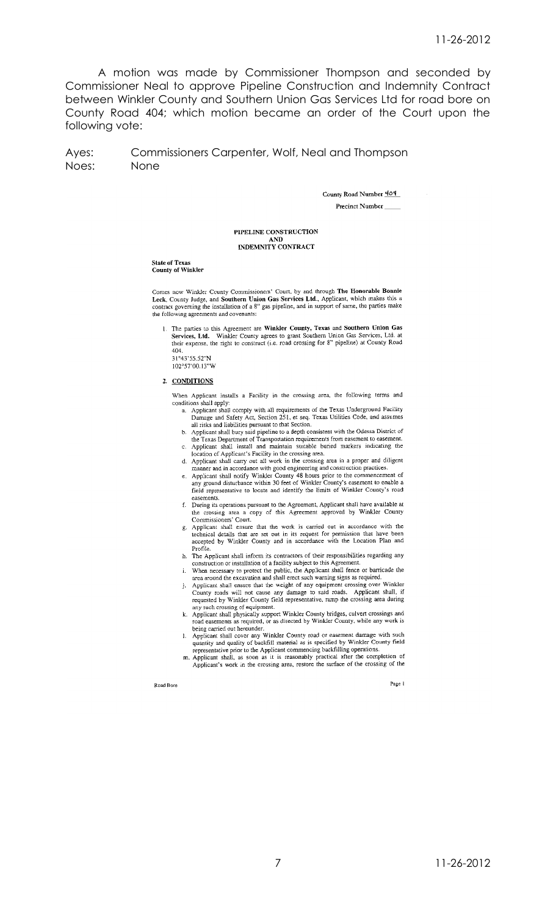A motion was made by Commissioner Thompson and seconded by Commissioner Neal to approve Pipeline Construction and Indemnity Contract between Winkler County and Southern Union Gas Services Ltd for road bore on County Road 404; which motion became an order of the Court upon the following vote:

Ayes: Commissioners Carpenter, Wolf, Neal and Thompson
Noes: None

County Road Number 404

Precinct Number ____

**PIPELINE CONSTRUCTION
AND
INDEMNITY CONTRACT**

**State of Texas
County of Winkler**

Comes now Winkler County Commissioners' Court, by and through **The Honorable Bonnie Leck**, County Judge, and **Southern Union Gas Services Ltd.**, Applicant, which makes this a contract governing the installation of a 8" gas pipeline, and in support of same, the parties make the following agreements and covenants:

1. The parties to this Agreement are **Winkler County, Texas** and **Southern Union Gas Services, Ltd.** Winkler County agrees to grant Southern Union Gas Services, Ltd. at their expense, the right to construct (i.e. road crossing for 8" pipeline) at County Road 404.
   31°43'55.52"N
   102°57'00.13"W

2. **CONDITIONS**

   When Applicant installs a Facility in the crossing area, the following terms and conditions shall apply:

   a. Applicant shall comply with all requirements of the Texas Underground Facility Damage and Safety Act, Section 251, et seq. Texas Utilities Code, and assumes all risks and liabilities pursuant to that Section.
   b. Applicant shall bury said pipeline to a depth consistent with the Odessa District of the Texas Department of Transportation requirements from easement to easement.
   c. Applicant shall install and maintain suitable buried markers indicating the location of Applicant's Facility in the crossing area.
   d. Applicant shall carry out all work in the crossing area in a proper and diligent manner and in accordance with good engineering and construction practices.
   e. Applicant shall notify Winkler County 48 hours prior to the commencement of any ground disturbance within 30 feet of Winkler County's easement to enable a field representative to locate and identify the limits of Winkler County's road easements.
   f. During its operations pursuant to the Agreement, Applicant shall have available at the crossing area a copy of this Agreement approved by Winkler County Commissioners' Court.
   g. Applicant shall ensure that the work is carried out in accordance with the technical details that are set out in its request for permission that have been accepted by Winkler County and in accordance with the Location Plan and Profile.
   h. The Applicant shall inform its contractors of their responsibilities regarding any construction or installation of a facility subject to this Agreement.
   i. When necessary to protect the public, the Applicant shall fence or barricade the area around the excavation and shall erect such warning signs as required.
   j. Applicant shall ensure that the weight of any equipment crossing over Winkler County roads will not cause any damage to said roads. Applicant shall, if requested by Winkler County field representative, ramp the crossing area during any such crossing of equipment.
   k. Applicant shall physically support Winkler County bridges, culvert crossings and road easements as required, or as directed by Winkler County, while any work is being carried out hereunder.
   l. Applicant shall cover any Winkler County road or easement damage with such quantity and quality of backfill material as is specified by Winkler County field representative prior to the Applicant commencing backfilling operations.
   m. Applicant shall, as soon as it is reasonably practical after the completion of Applicant's work in the crossing area, restore the surface of the crossing of the

Road Bore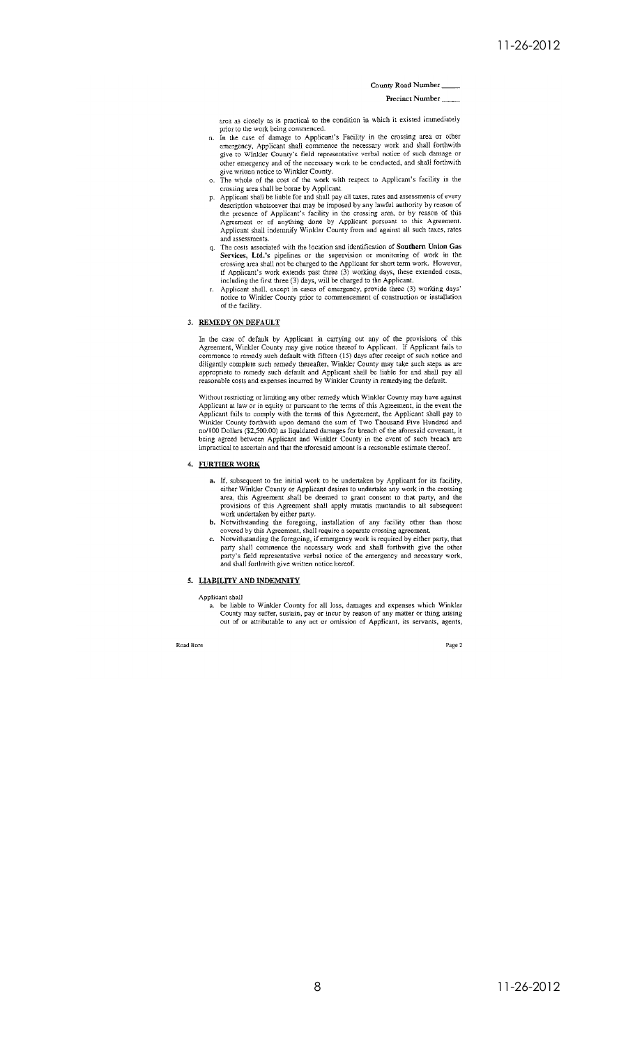County Road Number _____

Precinct Number _____

area as closely as is practical to the condition in which it existed immediately prior to the work being commenced.

n. In the case of damage to Applicant's Facility in the crossing area or other emergency, Applicant shall commence the necessary work and shall forthwith give to Winkler County's field representative verbal notice of such damage or other emergency and of the necessary work to be conducted, and shall forthwith give written notice to Winkler County.
o. The whole of the cost of the work with respect to Applicant's facility in the crossing area shall be borne by Applicant.
p. Applicant shall be liable for and shall pay all taxes, rates and assessments of every description whatsoever that may be imposed by any lawful authority by reason of the presence of Applicant's facility in the crossing area, or by reason of this Agreement or of anything done by Applicant pursuant to this Agreement. Applicant shall indemnify Winkler County from and against all such taxes, rates and assessments.
q. The costs associated with the location and identification of **Southern Union Gas Services, Ltd.'s** pipelines or the supervision or monitoring of work in the crossing area shall not be charged to the Applicant for short term work. However, if Applicant's work extends past three (3) working days, these extended costs, including the first three (3) days, will be charged to the Applicant.
r. Applicant shall, except in cases of emergency, provide three (3) working days' notice to Winkler County prior to commencement of construction or installation of the facility.

### 3. REMEDY ON DEFAULT

In the case of default by Applicant in carrying out any of the provisions of this Agreement, Winkler County may give notice thereof to Applicant. If Applicant fails to commence to remedy such default with fifteen (15) days after receipt of such notice and diligently complete such remedy thereafter, Winkler County may take such steps as are appropriate to remedy such default and Applicant shall be liable for and shall pay all reasonable costs and expenses incurred by Winkler County in remedying the default.

Without restricting or limiting any other remedy which Winkler County may have against Applicant at law or in equity or pursuant to the terms of this Agreement, in the event the Applicant fails to comply with the terms of this Agreement, the Applicant shall pay to Winkler County forthwith upon demand the sum of Two Thousand Five Hundred and no/100 Dollars ($2,500.00) as liquidated damages for breach of the aforesaid covenant, it being agreed between Applicant and Winkler County in the event of such breach are impractical to ascertain and that the aforesaid amount is a reasonable estimate thereof.

### 4. FURTHER WORK

**a.** If, subsequent to the initial work to be undertaken by Applicant for its facility, either Winkler County or Applicant desires to undertake any work in the crossing area, this Agreement shall be deemed to grant consent to that party, and the provisions of this Agreement shall apply mutatis muntandis to all subsequent work undertaken by either party.
**b.** Notwithstanding the foregoing, installation of any facility other than those covered by this Agreement, shall require a separate crossing agreement.
**c.** Notwithstanding the foregoing, if emergency work is required by either party, that party shall commence the necessary work and shall forthwith give the other party's field representative verbal notice of the emergency and necessary work, and shall forthwith give written notice hereof.

### 5. LIABILITY AND INDEMNITY

Applicant shall

a. be liable to Winkler County for all loss, damages and expenses which Winkler County may suffer, sustain, pay or incur by reason of any matter or thing arising out of or attributable to any act or omission of Applicant, its servants, agents,

Road Bore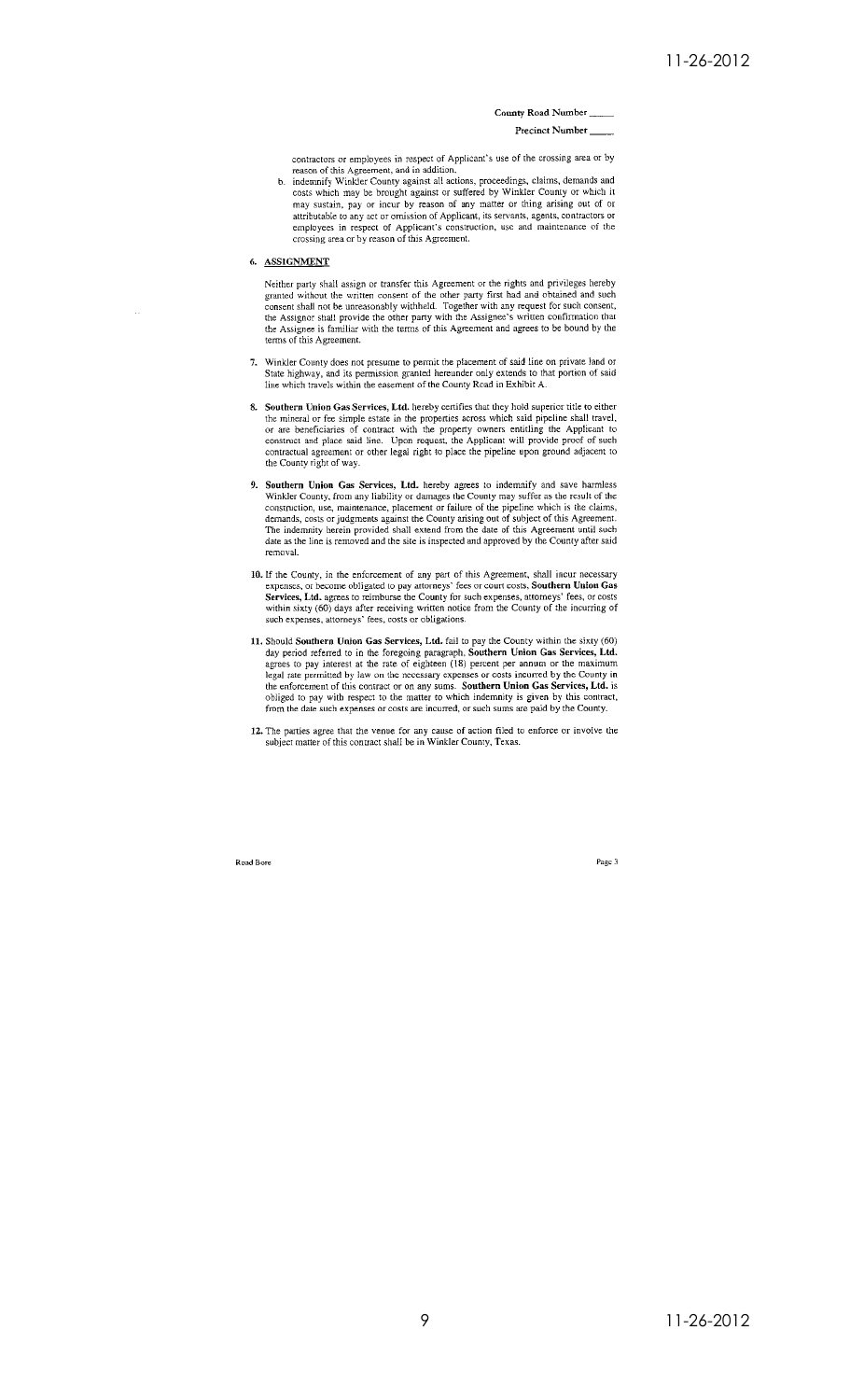County Road Number _____

Precinct Number _____

contractors or employees in respect of Applicant's use of the crossing area or by reason of this Agreement, and in addition.

b. indemnify Winkler County against all actions, proceedings, claims, demands and costs which may be brought against or suffered by Winkler County or which it may sustain, pay or incur by reason of any matter or thing arising out of or attributable to any act or omission of Applicant, its servants, agents, contractors or employees in respect of Applicant's construction, use and maintenance of the crossing area or by reason of this Agreement.

## 6. ASSIGNMENT

Neither party shall assign or transfer this Agreement or the rights and privileges hereby granted without the written consent of the other party first had and obtained and such consent shall not be unreasonably withheld. Together with any request for such consent, the Assignor shall provide the other party with the Assignee's written confirmation that the Assignee is familiar with the terms of this Agreement and agrees to be bound by the terms of this Agreement.

7. Winkler County does not presume to permit the placement of said line on private land or State highway, and its permission granted hereunder only extends to that portion of said line which travels within the easement of the County Road in Exhibit A.

8. **Southern Union Gas Services, Ltd.** hereby certifies that they hold superior title to either the mineral or fee simple estate in the properties across which said pipeline shall travel, or are beneficiaries of contract with the property owners entitling the Applicant to construct and place said line. Upon request, the Applicant will provide proof of such contractual agreement or other legal right to place the pipeline upon ground adjacent to the County right of way.

9. **Southern Union Gas Services, Ltd.** hereby agrees to indemnify and save harmless Winkler County, from any liability or damages the County may suffer as the result of the construction, use, maintenance, placement or failure of the pipeline which is the claims, demands, costs or judgments against the County arising out of subject of this Agreement. The indemnity herein provided shall extend from the date of this Agreement until such date as the line is removed and the site is inspected and approved by the County after said removal.

10. If the County, in the enforcement of any part of this Agreement, shall incur necessary expenses, or become obligated to pay attorneys' fees or court costs, **Southern Union Gas Services, Ltd.** agrees to reimburse the County for such expenses, attorneys' fees, or costs within sixty (60) days after receiving written notice from the County of the incurring of such expenses, attorneys' fees, costs or obligations.

11. Should **Southern Union Gas Services, Ltd.** fail to pay the County within the sixty (60) day period referred to in the foregoing paragraph, **Southern Union Gas Services, Ltd.** agrees to pay interest at the rate of eighteen (18) percent per annum or the maximum legal rate permitted by law on the necessary expenses or costs incurred by the County in the enforcement of this contract or on any sums. **Southern Union Gas Services, Ltd.** is obliged to pay with respect to the matter to which indemnity is given by this contract, from the date such expenses or costs are incurred, or such sums are paid by the County.

12. The parties agree that the venue for any cause of action filed to enforce or involve the subject matter of this contract shall be in Winkler County, Texas.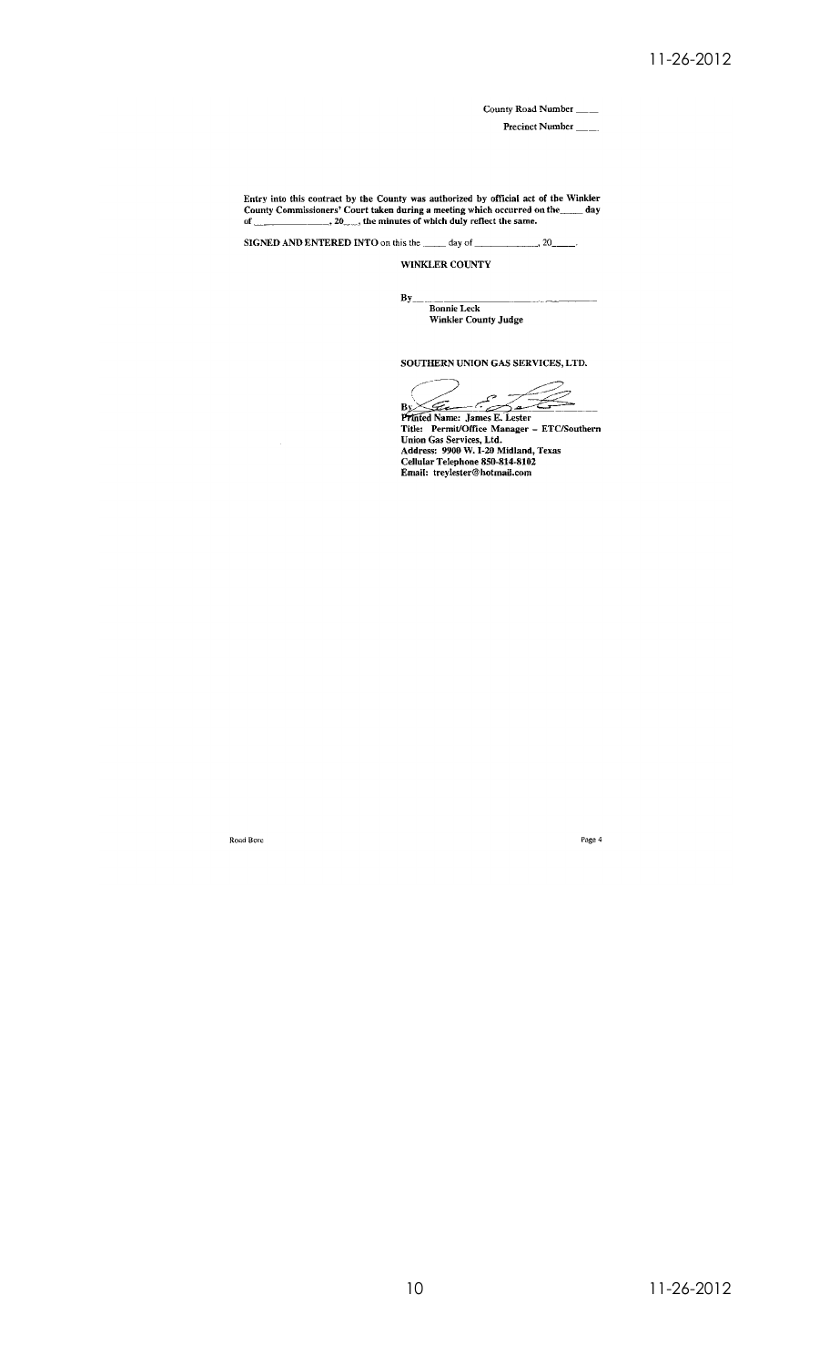County Road Number ____

Precinct Number ____

**Entry into this contract by the County was authorized by official act of the Winkler County Commissioners' Court taken during a meeting which occurred on the ____ day of ______________, 20___, the minutes of which duly reflect the same.**

**SIGNED AND ENTERED INTO** on this the _____ day of ______________, 20_____.

**WINKLER COUNTY**

By_______________________________

**Bonnie Leck**
**Winkler County Judge**

**SOUTHERN UNION GAS SERVICES, LTD.**

By_______________________________

**Printed Name: James E. Lester**
**Title: Permit/Office Manager – ETC/Southern Union Gas Services, Ltd.**
**Address: 9900 W. I-20 Midland, Texas**
**Cellular Telephone 850-814-8102**
**Email: treylester@hotmail.com**

Road Bore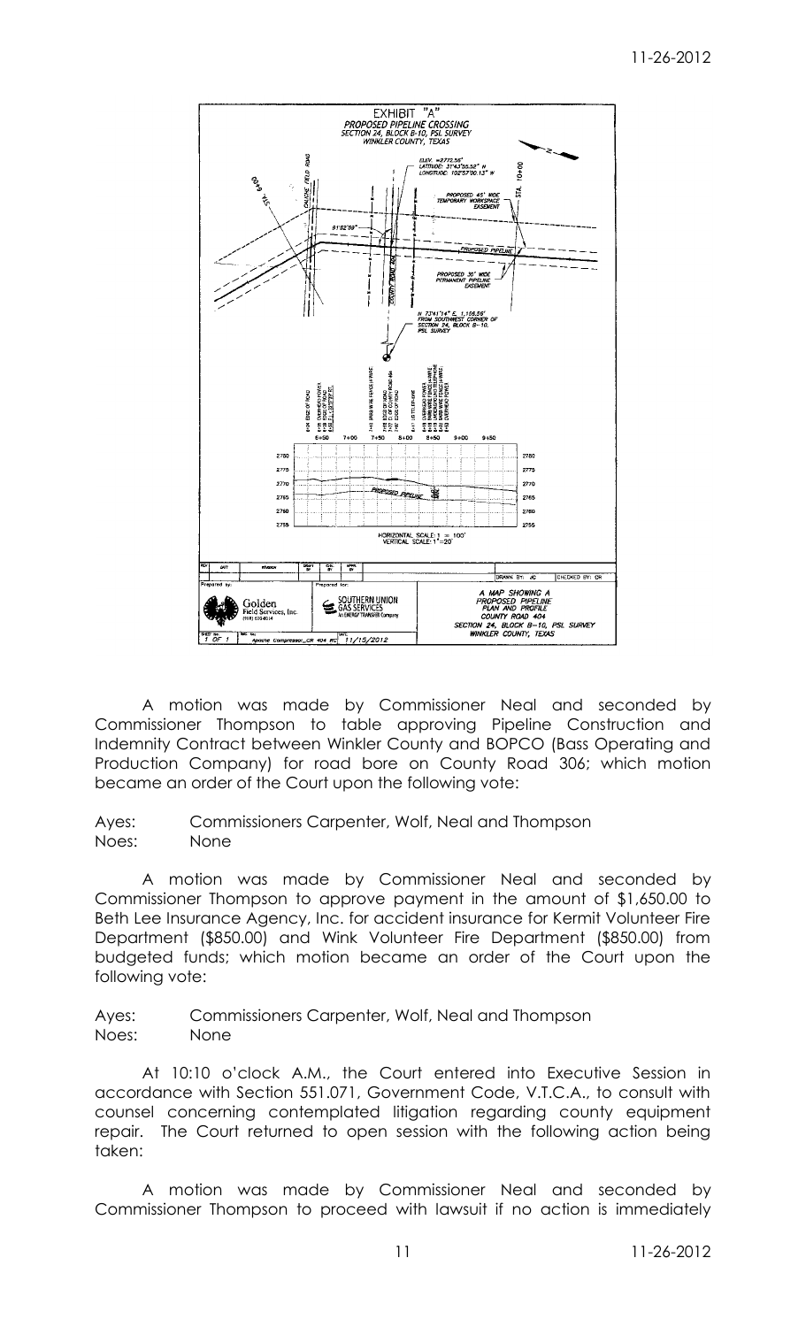EXHIBIT "A"
PROPOSED PIPELINE CROSSING
SECTION 24, BLOCK B-10, PSL SURVEY
WINKLER COUNTY, TEXAS

A MAP SHOWING A PROPOSED PIPELINE PLAN AND PROFILE COUNTY ROAD 404 SECTION 24, BLOCK B-10, PSL SURVEY WINKLER COUNTY, TEXAS

Prepared by: Golden Field Services, Inc.
Prepared for: Southern Union Gas Services, An Energy Transfer Company

11/15/2012

A motion was made by Commissioner Neal and seconded by Commissioner Thompson to table approving Pipeline Construction and Indemnity Contract between Winkler County and BOPCO (Bass Operating and Production Company) for road bore on County Road 306; which motion became an order of the Court upon the following vote:

Ayes: Commissioners Carpenter, Wolf, Neal and Thompson
Noes: None

A motion was made by Commissioner Neal and seconded by Commissioner Thompson to approve payment in the amount of $1,650.00 to Beth Lee Insurance Agency, Inc. for accident insurance for Kermit Volunteer Fire Department ($850.00) and Wink Volunteer Fire Department ($850.00) from budgeted funds; which motion became an order of the Court upon the following vote:

Ayes: Commissioners Carpenter, Wolf, Neal and Thompson
Noes: None

At 10:10 o'clock A.M., the Court entered into Executive Session in accordance with Section 551.071, Government Code, V.T.C.A., to consult with counsel concerning contemplated litigation regarding county equipment repair. The Court returned to open session with the following action being taken:

A motion was made by Commissioner Neal and seconded by Commissioner Thompson to proceed with lawsuit if no action is immediately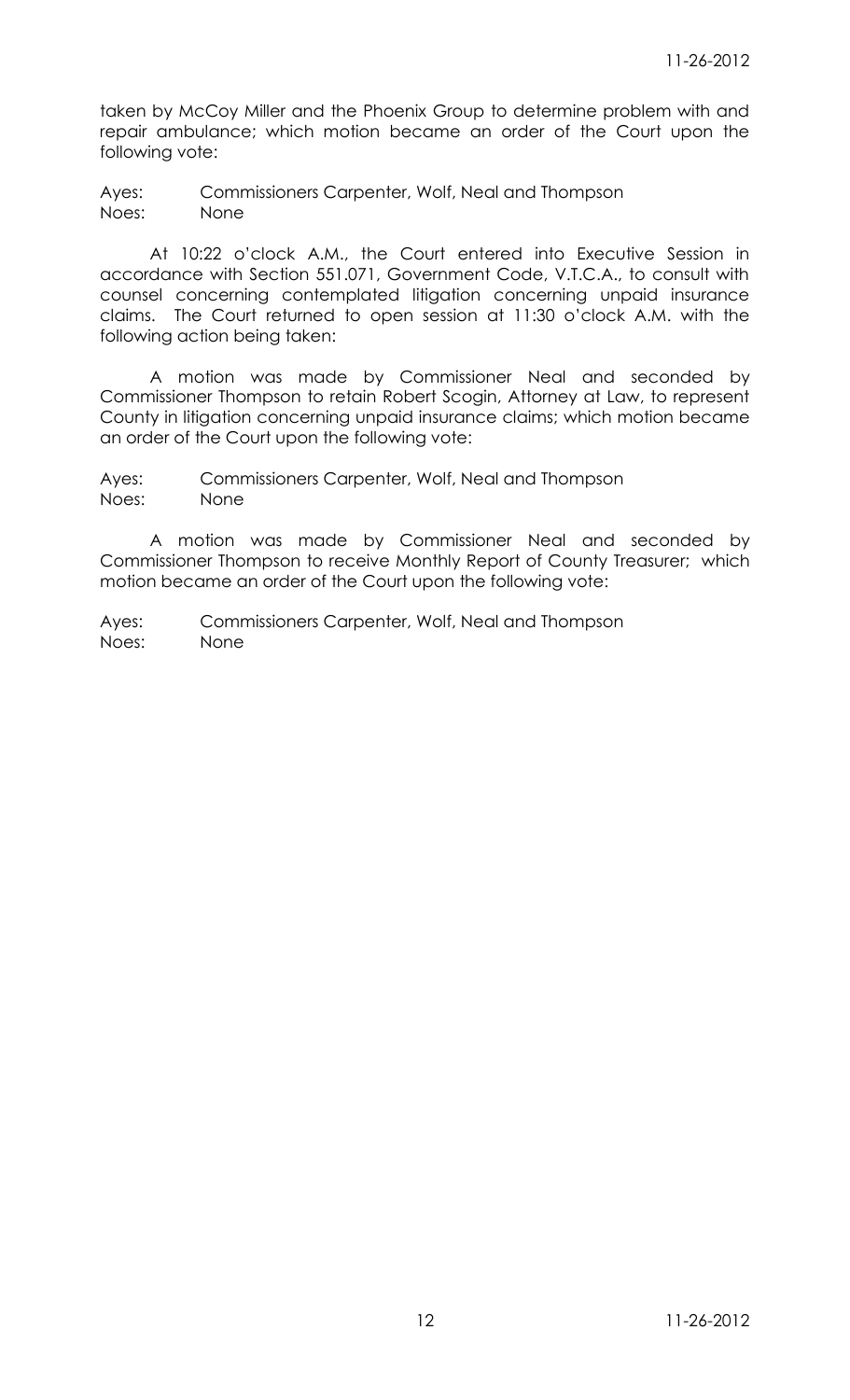taken by McCoy Miller and the Phoenix Group to determine problem with and repair ambulance; which motion became an order of the Court upon the following vote:

Ayes: Commissioners Carpenter, Wolf, Neal and Thompson
Noes: None

At 10:22 o'clock A.M., the Court entered into Executive Session in accordance with Section 551.071, Government Code, V.T.C.A., to consult with counsel concerning contemplated litigation concerning unpaid insurance claims. The Court returned to open session at 11:30 o'clock A.M. with the following action being taken:

A motion was made by Commissioner Neal and seconded by Commissioner Thompson to retain Robert Scogin, Attorney at Law, to represent County in litigation concerning unpaid insurance claims; which motion became an order of the Court upon the following vote:

Ayes: Commissioners Carpenter, Wolf, Neal and Thompson
Noes: None

A motion was made by Commissioner Neal and seconded by Commissioner Thompson to receive Monthly Report of County Treasurer; which motion became an order of the Court upon the following vote:

Ayes: Commissioners Carpenter, Wolf, Neal and Thompson
Noes: None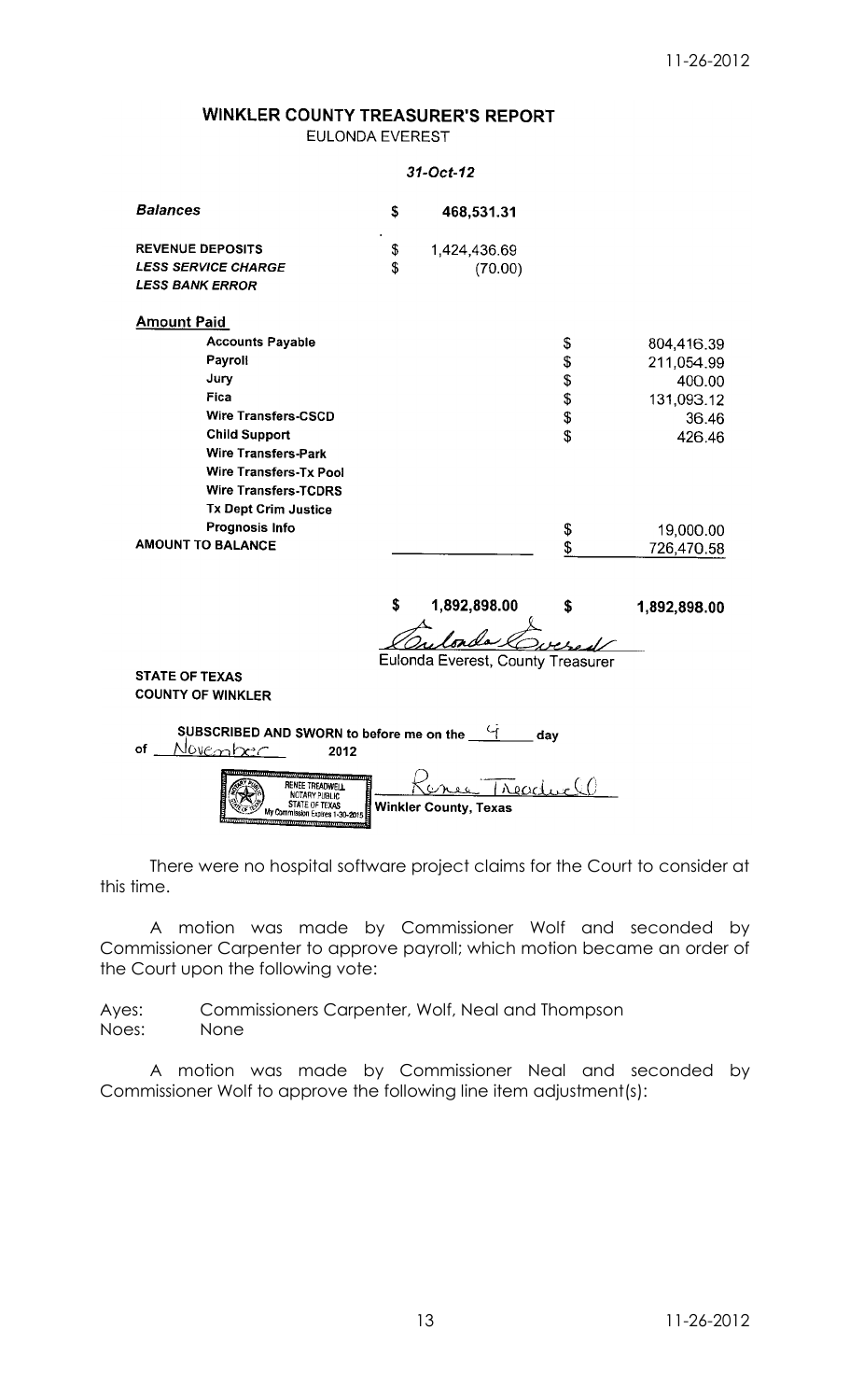## WINKLER COUNTY TREASURER'S REPORT

EULONDA EVEREST

*31-Oct-12*

| | | | | |
|---|---|---|---|---|
| ***Balances*** | $ | **468,531.31** | | |
| **REVENUE DEPOSITS** | $ | 1,424,436.69 | | |
| ***LESS SERVICE CHARGE*** | $ | (70.00) | | |
| ***LESS BANK ERROR*** | | | | |
| **Amount Paid** | | | | |
| **Accounts Payable** | | | $ | 804,416.39 |
| **Payroll** | | | $ | 211,054.99 |
| **Jury** | | | $ | 400.00 |
| **Fica** | | | $ | 131,093.12 |
| **Wire Transfers-CSCD** | | | $ | 36.46 |
| **Child Support** | | | $ | 426.46 |
| **Wire Transfers-Park** | | | | |
| **Wire Transfers-Tx Pool** | | | | |
| **Wire Transfers-TCDRS** | | | | |
| **Tx Dept Crim Justice** | | | | |
| **Prognosis Info** | | | $ | 19,000.00 |
| **AMOUNT TO BALANCE** | | | $ | 726,470.58 |
| | **$** | **1,892,898.00** | **$** | **1,892,898.00** |

Eulonda Everest
Eulonda Everest, County Treasurer

**STATE OF TEXAS**
**COUNTY OF WINKLER**

**SUBSCRIBED AND SWORN to before me on the** 9 **day of** November **2012**

RENEE TREADWELL
NOTARY PUBLIC
STATE OF TEXAS
My Commission Expires 1-30-2015

Renee Treadwell
**Winkler County, Texas**

There were no hospital software project claims for the Court to consider at this time.

A motion was made by Commissioner Wolf and seconded by Commissioner Carpenter to approve payroll; which motion became an order of the Court upon the following vote:

Ayes: Commissioners Carpenter, Wolf, Neal and Thompson
Noes: None

A motion was made by Commissioner Neal and seconded by Commissioner Wolf to approve the following line item adjustment(s):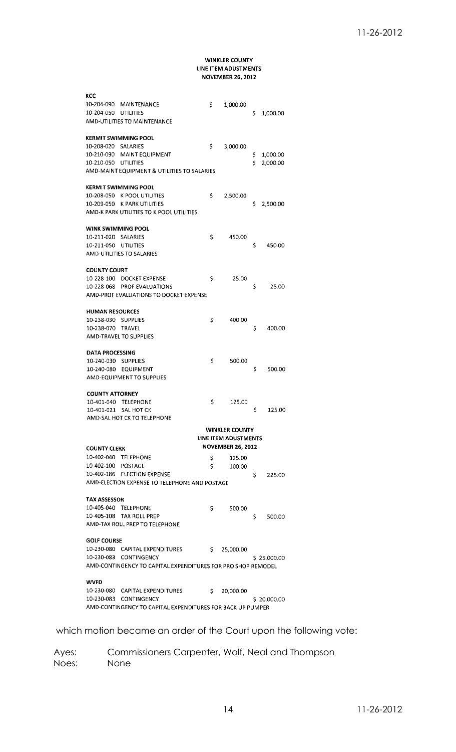**WINKLER COUNTY**
**LINE ITEM ADUSTMENTS**
**NOVEMBER 26, 2012**

**KCC**

| | | | |
|---|---|---|---|
| 10-204-090 | MAINTENANCE | $ 1,000.00 | |
| 10-204-050 | UTILITIES | | $ 1,000.00 |

AMD-UTILITIES TO MAINTENANCE

**KERMIT SWIMMING POOL**

| | | | |
|---|---|---|---|
| 10-208-020 | SALARIES | $ 3,000.00 | |
| 10-210-090 | MAINT EQUIPMENT | | $ 1,000.00 |
| 10-210-050 | UTILITIES | | $ 2,000.00 |

AMD-MAINT EQUIPMENT & UTILITIES TO SALARIES

**KERMIT SWIMMING POOL**

| | | | |
|---|---|---|---|
| 10-208-050 | K POOL UTILITIES | $ 2,500.00 | |
| 10-209-050 | K PARK UTILITIES | | $ 2,500.00 |

AMD-K PARK UTILITIES TO K POOL UTILITIES

**WINK SWIMMING POOL**

| | | | |
|---|---|---|---|
| 10-211-020 | SALARIES | $ 450.00 | |
| 10-211-050 | UTILITIES | | $ 450.00 |

AMD-UTILITIES TO SALARIES

**COUNTY COURT**

| | | | |
|---|---|---|---|
| 10-228-100 | DOCKET EXPENSE | $ 25.00 | |
| 10-228-068 | PROF EVALUATIONS | | $ 25.00 |

AMD-PROF EVALUATIONS TO DOCKET EXPENSE

**HUMAN RESOURCES**

| | | | |
|---|---|---|---|
| 10-238-030 | SUPPLIES | $ 400.00 | |
| 10-238-070 | TRAVEL | | $ 400.00 |

AMD-TRAVEL TO SUPPLIES

**DATA PROCESSING**

| | | | |
|---|---|---|---|
| 10-240-030 | SUPPLIES | $ 500.00 | |
| 10-240-080 | EQUIPMENT | | $ 500.00 |

AMD-EQUIPMENT TO SUPPLIES

**COUNTY ATTORNEY**

| | | | |
|---|---|---|---|
| 10-401-040 | TELEPHONE | $ 125.00 | |
| 10-401-021 | SAL HOT CK | | $ 125.00 |

AMD-SAL HOT CK TO TELEPHONE

**WINKLER COUNTY**
**LINE ITEM ADUSTMENTS**
**NOVEMBER 26, 2012**

**COUNTY CLERK**

| | | | |
|---|---|---|---|
| 10-402-040 | TELEPHONE | $ 125.00 | |
| 10-402-100 | POSTAGE | $ 100.00 | |
| 10-402-186 | ELECTION EXPENSE | | $ 225.00 |

AMD-ELECTION EXPENSE TO TELEPHONE AND POSTAGE

**TAX ASSESSOR**

| | | | |
|---|---|---|---|
| 10-405-040 | TELEPHONE | $ 500.00 | |
| 10-405-108 | TAX ROLL PREP | | $ 500.00 |

AMD-TAX ROLL PREP TO TELEPHONE

**GOLF COURSE**

| | | | |
|---|---|---|---|
| 10-230-080 | CAPITAL EXPENDITURES | $ 25,000.00 | |
| 10-230-083 | CONTINGENCY | | $ 25,000.00 |

AMD-CONTINGENCY TO CAPITAL EXPENDITURES FOR PRO SHOP REMODEL

**WVFD**

| | | | |
|---|---|---|---|
| 10-230-080 | CAPITAL EXPENDITURES | $ 20,000.00 | |
| 10-230-083 | CONTINGENCY | | $ 20,000.00 |

AMD-CONTINGENCY TO CAPITAL EXPENDITURES FOR BACK UP PUMPER

which motion became an order of the Court upon the following vote:

Ayes: Commissioners Carpenter, Wolf, Neal and Thompson
Noes: None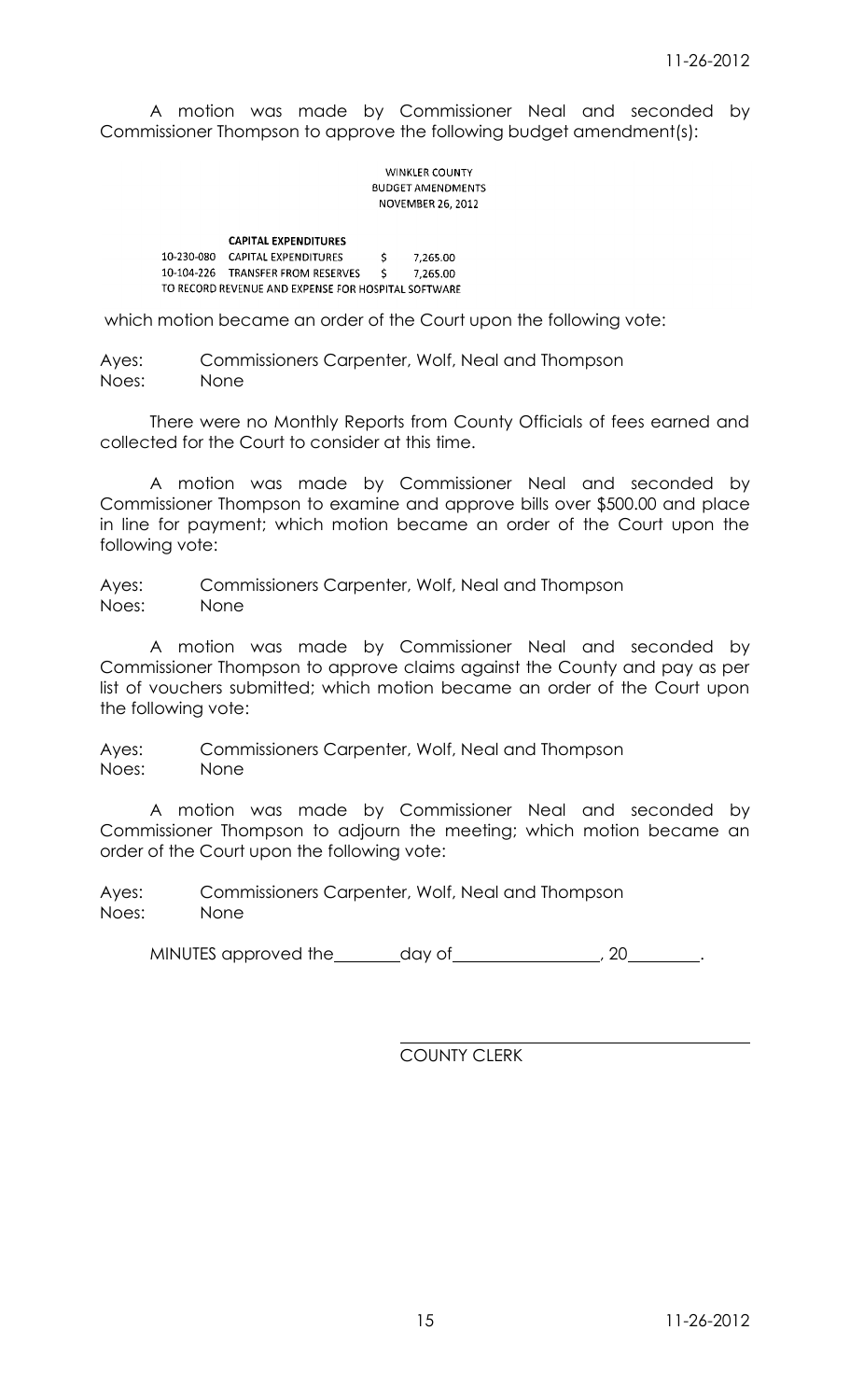A motion was made by Commissioner Neal and seconded by Commissioner Thompson to approve the following budget amendment(s):

WINKLER COUNTY
BUDGET AMENDMENTS
NOVEMBER 26, 2012

| | | | |
|---|---|---|---|
| | **CAPITAL EXPENDITURES** | | |
| 10-230-080 | CAPITAL EXPENDITURES | $ | 7,265.00 |
| 10-104-226 | TRANSFER FROM RESERVES | $ | 7,265.00 |

TO RECORD REVENUE AND EXPENSE FOR HOSPITAL SOFTWARE

which motion became an order of the Court upon the following vote:

Ayes: Commissioners Carpenter, Wolf, Neal and Thompson
Noes: None

There were no Monthly Reports from County Officials of fees earned and collected for the Court to consider at this time.

A motion was made by Commissioner Neal and seconded by Commissioner Thompson to examine and approve bills over $500.00 and place in line for payment; which motion became an order of the Court upon the following vote:

Ayes: Commissioners Carpenter, Wolf, Neal and Thompson
Noes: None

A motion was made by Commissioner Neal and seconded by Commissioner Thompson to approve claims against the County and pay as per list of vouchers submitted; which motion became an order of the Court upon the following vote:

Ayes: Commissioners Carpenter, Wolf, Neal and Thompson
Noes: None

A motion was made by Commissioner Neal and seconded by Commissioner Thompson to adjourn the meeting; which motion became an order of the Court upon the following vote:

Ayes: Commissioners Carpenter, Wolf, Neal and Thompson
Noes: None

MINUTES approved the\_\_\_\_\_\_\_day of\_\_\_\_\_\_\_\_\_\_\_\_\_\_\_\_, 20\_\_\_\_\_\_\_\_.

\_\_\_\_\_\_\_\_\_\_\_\_\_\_\_\_\_\_\_\_\_\_\_\_\_\_\_\_\_\_\_\_\_\_\_\_\_\_\_\_

COUNTY CLERK